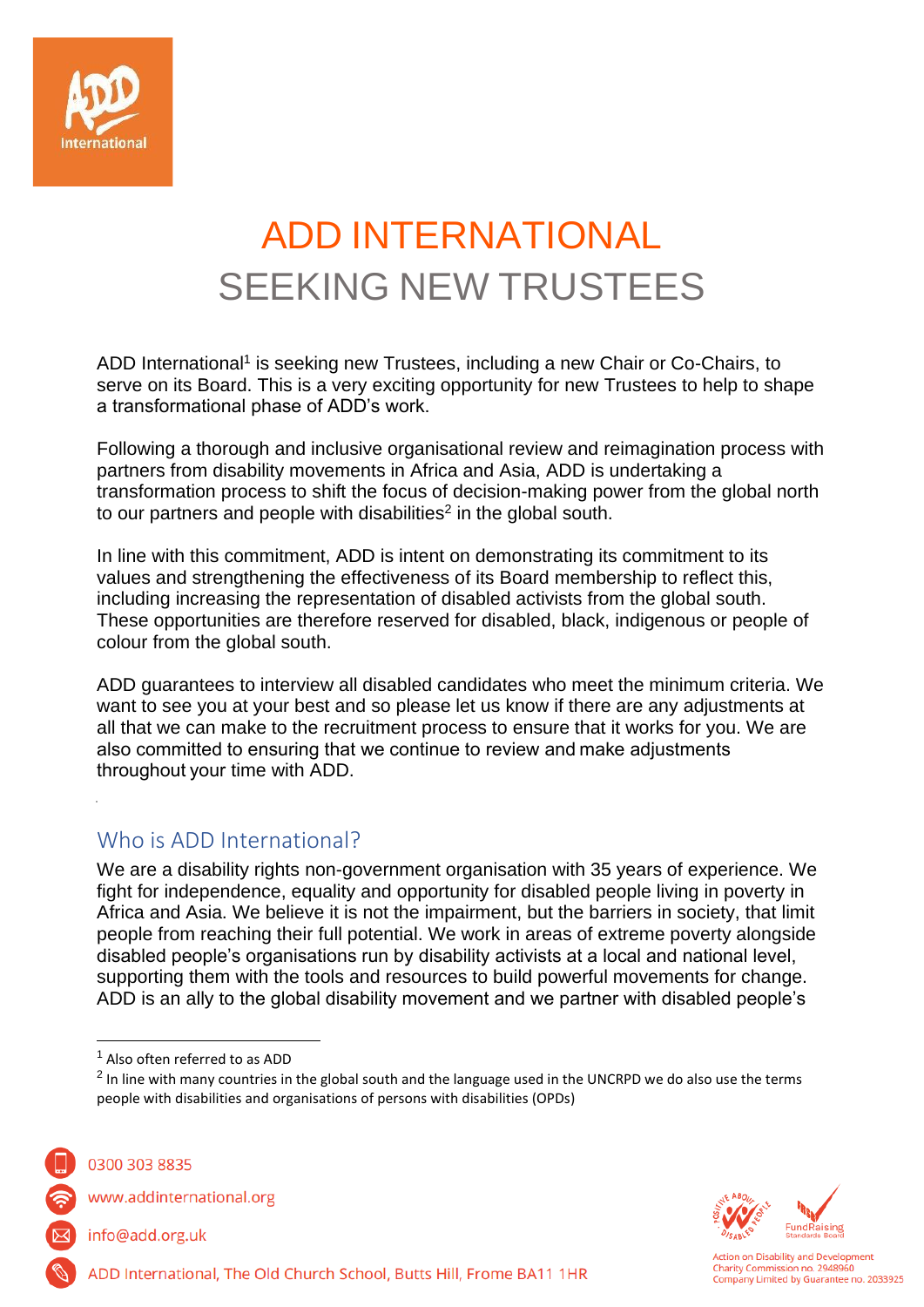# ADD INTERNATIONAL
# SEEKING NEW TRUSTEES

ADD International[1] is seeking new Trustees, including a new Chair or Co-Chairs, to serve on its Board. This is a very exciting opportunity for new Trustees to help to shape a transformational phase of ADD's work.

Following a thorough and inclusive organisational review and reimagination process with partners from disability movements in Africa and Asia, ADD is undertaking a transformation process to shift the focus of decision-making power from the global north to our partners and people with disabilities[2] in the global south.

In line with this commitment, ADD is intent on demonstrating its commitment to its values and strengthening the effectiveness of its Board membership to reflect this, including increasing the representation of disabled activists from the global south. These opportunities are therefore reserved for disabled, black, indigenous or people of colour from the global south.

ADD guarantees to interview all disabled candidates who meet the minimum criteria. We want to see you at your best and so please let us know if there are any adjustments at all that we can make to the recruitment process to ensure that it works for you. We are also committed to ensuring that we continue to review and make adjustments throughout your time with ADD.

## Who is ADD International?

We are a disability rights non-government organisation with 35 years of experience. We fight for independence, equality and opportunity for disabled people living in poverty in Africa and Asia. We believe it is not the impairment, but the barriers in society, that limit people from reaching their full potential. We work in areas of extreme poverty alongside disabled people's organisations run by disability activists at a local and national level, supporting them with the tools and resources to build powerful movements for change. ADD is an ally to the global disability movement and we partner with disabled people's

[1] Also often referred to as ADD

[2] In line with many countries in the global south and the language used in the UNCRPD we do also use the terms people with disabilities and organisations of persons with disabilities (OPDs)

0300 303 8835
www.addinternational.org
info@add.org.uk
ADD International, The Old Church School, Butts Hill, Frome BA11 1HR

Action on Disability and Development
Charity Commission no. 2948960
Company Limited by Guarantee no. 2033925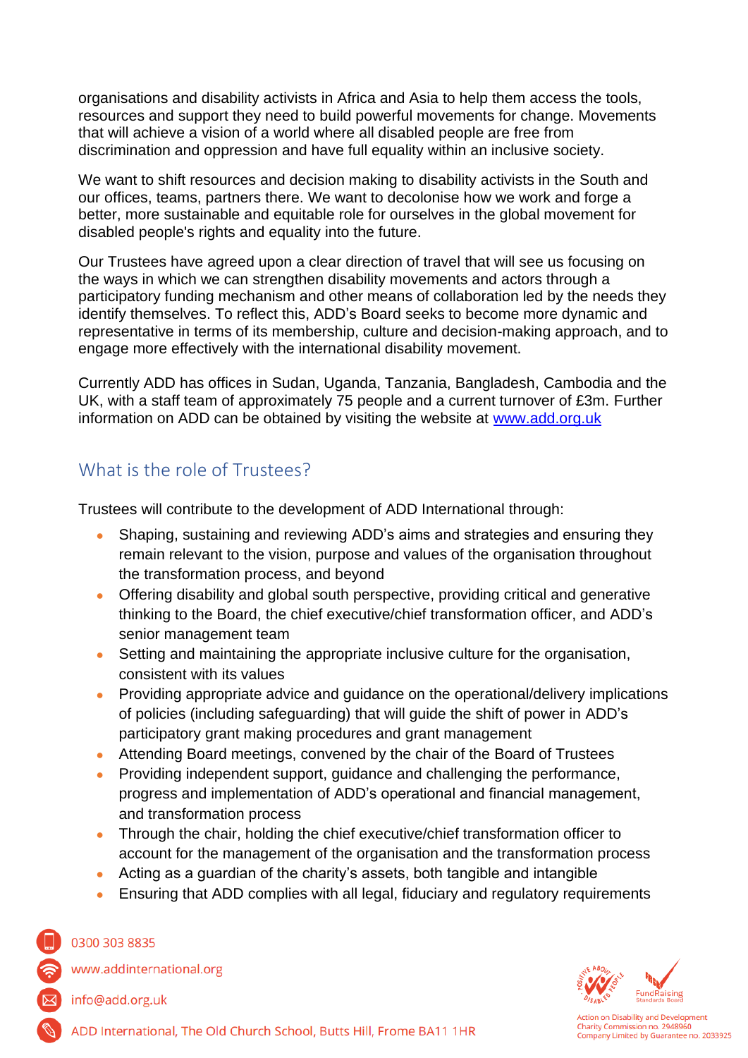organisations and disability activists in Africa and Asia to help them access the tools, resources and support they need to build powerful movements for change. Movements that will achieve a vision of a world where all disabled people are free from discrimination and oppression and have full equality within an inclusive society.

We want to shift resources and decision making to disability activists in the South and our offices, teams, partners there. We want to decolonise how we work and forge a better, more sustainable and equitable role for ourselves in the global movement for disabled people's rights and equality into the future.

Our Trustees have agreed upon a clear direction of travel that will see us focusing on the ways in which we can strengthen disability movements and actors through a participatory funding mechanism and other means of collaboration led by the needs they identify themselves. To reflect this, ADD's Board seeks to become more dynamic and representative in terms of its membership, culture and decision-making approach, and to engage more effectively with the international disability movement.

Currently ADD has offices in Sudan, Uganda, Tanzania, Bangladesh, Cambodia and the UK, with a staff team of approximately 75 people and a current turnover of £3m. Further information on ADD can be obtained by visiting the website at www.add.org.uk

## What is the role of Trustees?

Trustees will contribute to the development of ADD International through:

- Shaping, sustaining and reviewing ADD's aims and strategies and ensuring they remain relevant to the vision, purpose and values of the organisation throughout the transformation process, and beyond
- Offering disability and global south perspective, providing critical and generative thinking to the Board, the chief executive/chief transformation officer, and ADD's senior management team
- Setting and maintaining the appropriate inclusive culture for the organisation, consistent with its values
- Providing appropriate advice and guidance on the operational/delivery implications of policies (including safeguarding) that will guide the shift of power in ADD's participatory grant making procedures and grant management
- Attending Board meetings, convened by the chair of the Board of Trustees
- Providing independent support, guidance and challenging the performance, progress and implementation of ADD's operational and financial management, and transformation process
- Through the chair, holding the chief executive/chief transformation officer to account for the management of the organisation and the transformation process
- Acting as a guardian of the charity's assets, both tangible and intangible
- Ensuring that ADD complies with all legal, fiduciary and regulatory requirements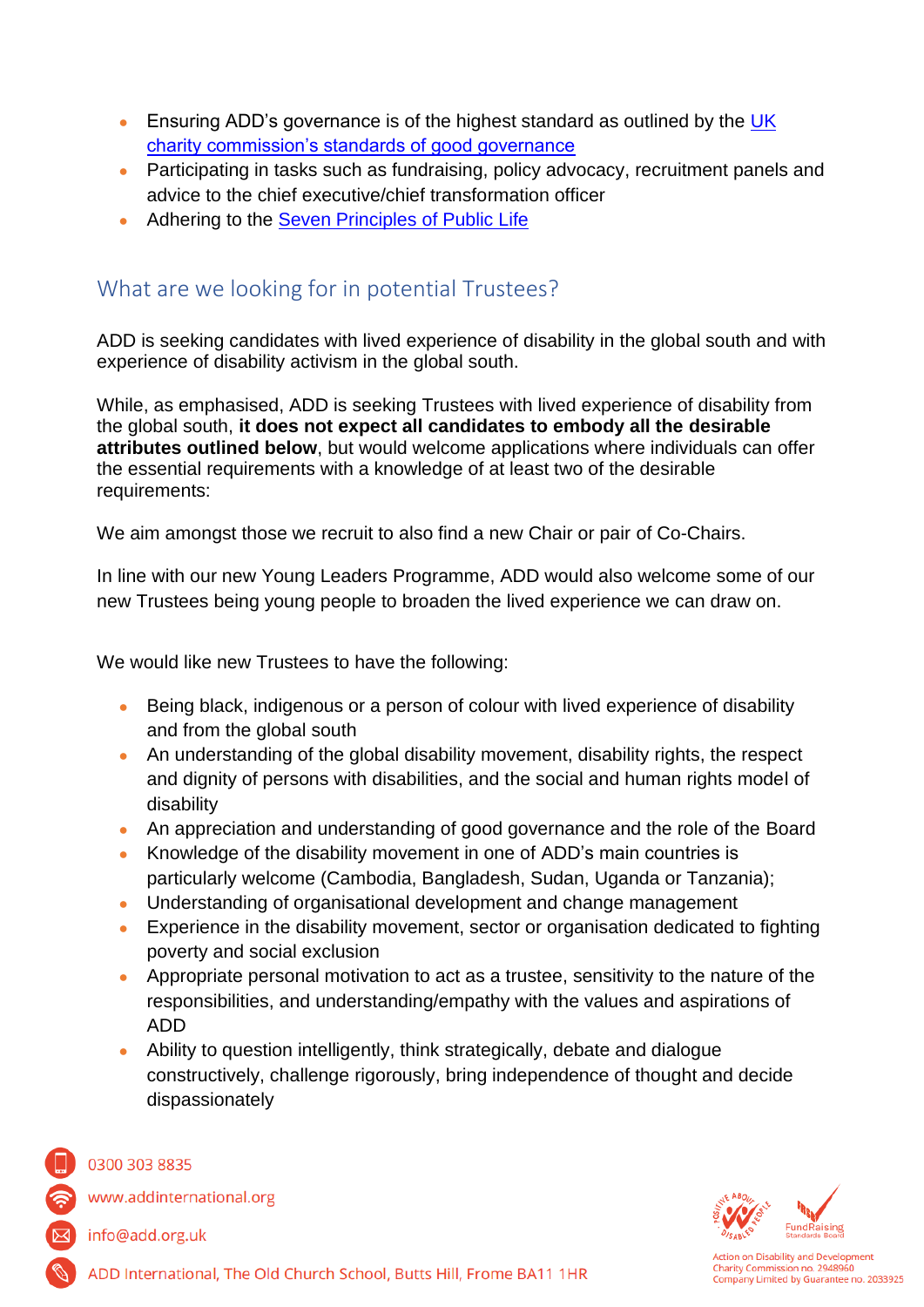- Ensuring ADD's governance is of the highest standard as outlined by the UK charity commission's standards of good governance
- Participating in tasks such as fundraising, policy advocacy, recruitment panels and advice to the chief executive/chief transformation officer
- Adhering to the Seven Principles of Public Life

## What are we looking for in potential Trustees?

ADD is seeking candidates with lived experience of disability in the global south and with experience of disability activism in the global south.

While, as emphasised, ADD is seeking Trustees with lived experience of disability from the global south, **it does not expect all candidates to embody all the desirable attributes outlined below**, but would welcome applications where individuals can offer the essential requirements with a knowledge of at least two of the desirable requirements:

We aim amongst those we recruit to also find a new Chair or pair of Co-Chairs.

In line with our new Young Leaders Programme, ADD would also welcome some of our new Trustees being young people to broaden the lived experience we can draw on.

We would like new Trustees to have the following:

- Being black, indigenous or a person of colour with lived experience of disability and from the global south
- An understanding of the global disability movement, disability rights, the respect and dignity of persons with disabilities, and the social and human rights model of disability
- An appreciation and understanding of good governance and the role of the Board
- Knowledge of the disability movement in one of ADD's main countries is particularly welcome (Cambodia, Bangladesh, Sudan, Uganda or Tanzania);
- Understanding of organisational development and change management
- Experience in the disability movement, sector or organisation dedicated to fighting poverty and social exclusion
- Appropriate personal motivation to act as a trustee, sensitivity to the nature of the responsibilities, and understanding/empathy with the values and aspirations of ADD
- Ability to question intelligently, think strategically, debate and dialogue constructively, challenge rigorously, bring independence of thought and decide dispassionately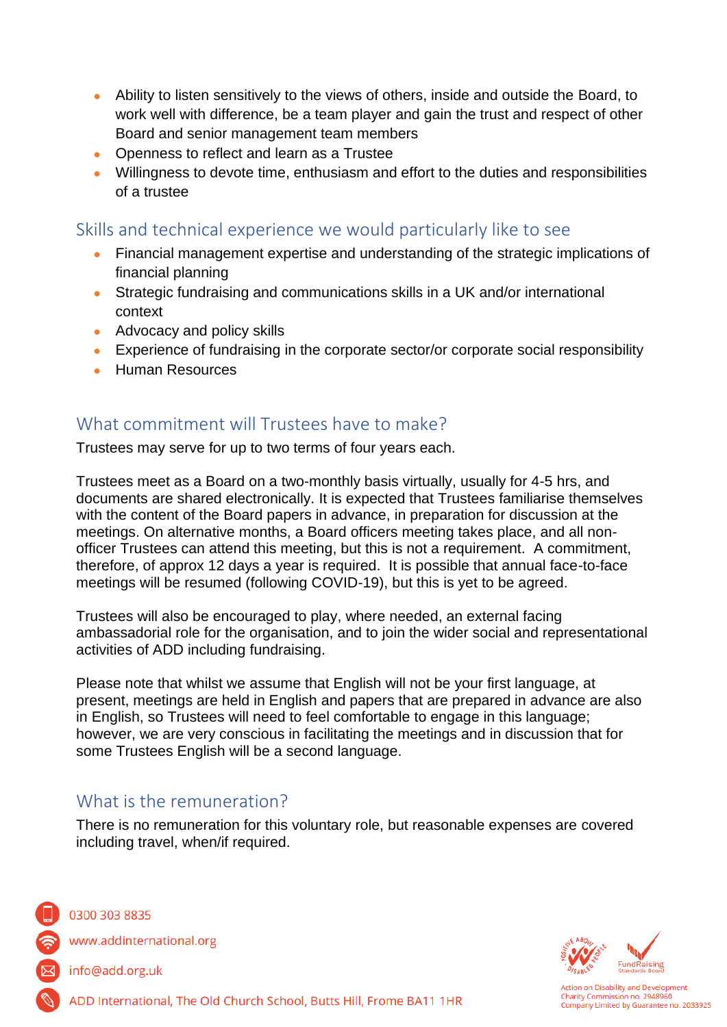- Ability to listen sensitively to the views of others, inside and outside the Board, to work well with difference, be a team player and gain the trust and respect of other Board and senior management team members
- Openness to reflect and learn as a Trustee
- Willingness to devote time, enthusiasm and effort to the duties and responsibilities of a trustee

## Skills and technical experience we would particularly like to see

- Financial management expertise and understanding of the strategic implications of financial planning
- Strategic fundraising and communications skills in a UK and/or international context
- Advocacy and policy skills
- Experience of fundraising in the corporate sector/or corporate social responsibility
- Human Resources

## What commitment will Trustees have to make?

Trustees may serve for up to two terms of four years each.

Trustees meet as a Board on a two-monthly basis virtually, usually for 4-5 hrs, and documents are shared electronically. It is expected that Trustees familiarise themselves with the content of the Board papers in advance, in preparation for discussion at the meetings. On alternative months, a Board officers meeting takes place, and all non-officer Trustees can attend this meeting, but this is not a requirement. A commitment, therefore, of approx 12 days a year is required. It is possible that annual face-to-face meetings will be resumed (following COVID-19), but this is yet to be agreed.

Trustees will also be encouraged to play, where needed, an external facing ambassadorial role for the organisation, and to join the wider social and representational activities of ADD including fundraising.

Please note that whilst we assume that English will not be your first language, at present, meetings are held in English and papers that are prepared in advance are also in English, so Trustees will need to feel comfortable to engage in this language; however, we are very conscious in facilitating the meetings and in discussion that for some Trustees English will be a second language.

## What is the remuneration?

There is no remuneration for this voluntary role, but reasonable expenses are covered including travel, when/if required.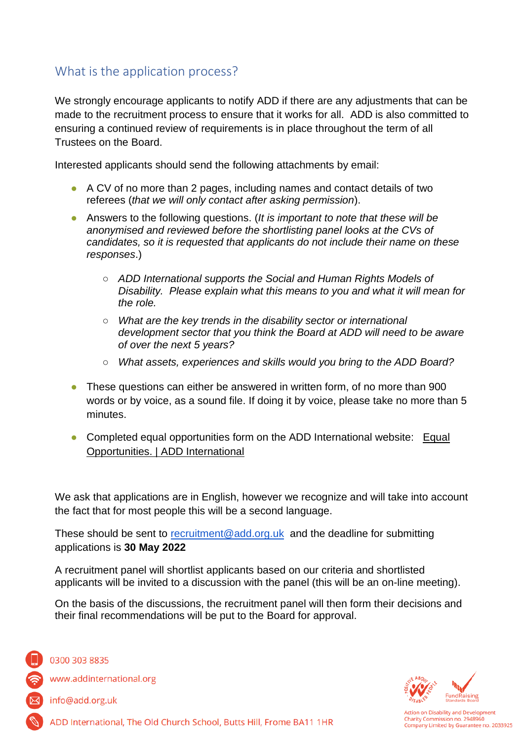## What is the application process?

We strongly encourage applicants to notify ADD if there are any adjustments that can be made to the recruitment process to ensure that it works for all.  ADD is also committed to ensuring a continued review of requirements is in place throughout the term of all Trustees on the Board.

Interested applicants should send the following attachments by email:

- A CV of no more than 2 pages, including names and contact details of two referees (*that we will only contact after asking permission*).
- Answers to the following questions. (*It is important to note that these will be anonymised and reviewed before the shortlisting panel looks at the CVs of candidates, so it is requested that applicants do not include their name on these responses*.)
    - *ADD International supports the Social and Human Rights Models of Disability.  Please explain what this means to you and what it will mean for the role.*
    - *What are the key trends in the disability sector or international development sector that you think the Board at ADD will need to be aware of over the next 5 years?*
    - *What assets, experiences and skills would you bring to the ADD Board?*
- These questions can either be answered in written form, of no more than 900 words or by voice, as a sound file. If doing it by voice, please take no more than 5 minutes.
- Completed equal opportunities form on the ADD International website: Equal Opportunities. | ADD International

We ask that applications are in English, however we recognize and will take into account the fact that for most people this will be a second language.

These should be sent to recruitment@add.org.uk and the deadline for submitting applications is **30 May 2022**

A recruitment panel will shortlist applicants based on our criteria and shortlisted applicants will be invited to a discussion with the panel (this will be an on-line meeting).

On the basis of the discussions, the recruitment panel will then form their decisions and their final recommendations will be put to the Board for approval.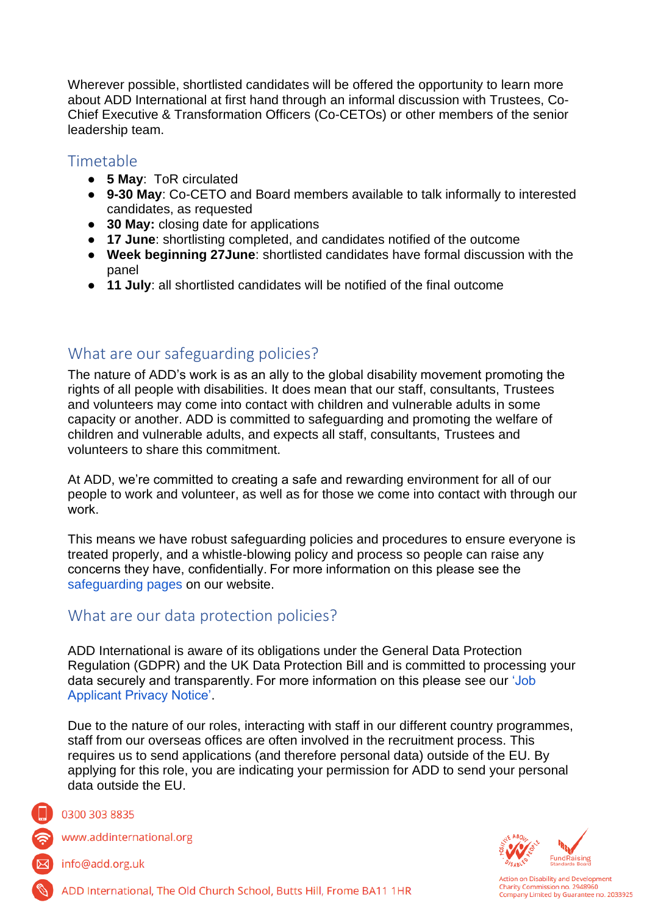Wherever possible, shortlisted candidates will be offered the opportunity to learn more about ADD International at first hand through an informal discussion with Trustees, Co-Chief Executive & Transformation Officers (Co-CETOs) or other members of the senior leadership team.

## Timetable

- **5 May**: ToR circulated
- **9-30 May**: Co-CETO and Board members available to talk informally to interested candidates, as requested
- **30 May:** closing date for applications
- **17 June**: shortlisting completed, and candidates notified of the outcome
- **Week beginning 27June**: shortlisted candidates have formal discussion with the panel
- **11 July**: all shortlisted candidates will be notified of the final outcome

## What are our safeguarding policies?

The nature of ADD's work is as an ally to the global disability movement promoting the rights of all people with disabilities. It does mean that our staff, consultants, Trustees and volunteers may come into contact with children and vulnerable adults in some capacity or another. ADD is committed to safeguarding and promoting the welfare of children and vulnerable adults, and expects all staff, consultants, Trustees and volunteers to share this commitment.

At ADD, we're committed to creating a safe and rewarding environment for all of our people to work and volunteer, as well as for those we come into contact with through our work.

This means we have robust safeguarding policies and procedures to ensure everyone is treated properly, and a whistle-blowing policy and process so people can raise any concerns they have, confidentially. For more information on this please see the safeguarding pages on our website.

## What are our data protection policies?

ADD International is aware of its obligations under the General Data Protection Regulation (GDPR) and the UK Data Protection Bill and is committed to processing your data securely and transparently. For more information on this please see our 'Job Applicant Privacy Notice'.

Due to the nature of our roles, interacting with staff in our different country programmes, staff from our overseas offices are often involved in the recruitment process. This requires us to send applications (and therefore personal data) outside of the EU. By applying for this role, you are indicating your permission for ADD to send your personal data outside the EU.

0300 303 8835

www.addinternational.org

info@add.org.uk

ADD International, The Old Church School, Butts Hill, Frome BA11 1HR

Action on Disability and Development
Charity Commission no. 2948960
Company Limited by Guarantee no. 2033925